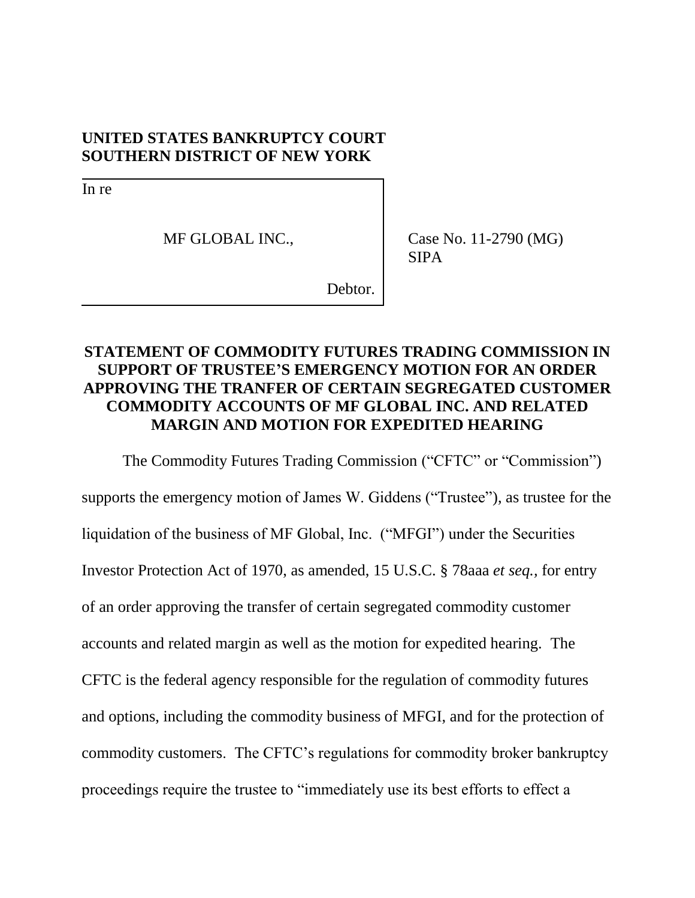**UNITED STATES BANKRUPTCY COURT**
**SOUTHERN DISTRICT OF NEW YORK**

| | |
|---|---|
| In re<br><br>MF GLOBAL INC.,<br><br>Debtor. | Case No. 11-2790 (MG)<br>SIPA |

**STATEMENT OF COMMODITY FUTURES TRADING COMMISSION IN SUPPORT OF TRUSTEE'S EMERGENCY MOTION FOR AN ORDER APPROVING THE TRANFER OF CERTAIN SEGREGATED CUSTOMER COMMODITY ACCOUNTS OF MF GLOBAL INC. AND RELATED MARGIN AND MOTION FOR EXPEDITED HEARING**

The Commodity Futures Trading Commission ("CFTC" or "Commission") supports the emergency motion of James W. Giddens ("Trustee"), as trustee for the liquidation of the business of MF Global, Inc. ("MFGI") under the Securities Investor Protection Act of 1970, as amended, 15 U.S.C. § 78aaa *et seq.*, for entry of an order approving the transfer of certain segregated commodity customer accounts and related margin as well as the motion for expedited hearing. The CFTC is the federal agency responsible for the regulation of commodity futures and options, including the commodity business of MFGI, and for the protection of commodity customers. The CFTC's regulations for commodity broker bankruptcy proceedings require the trustee to "immediately use its best efforts to effect a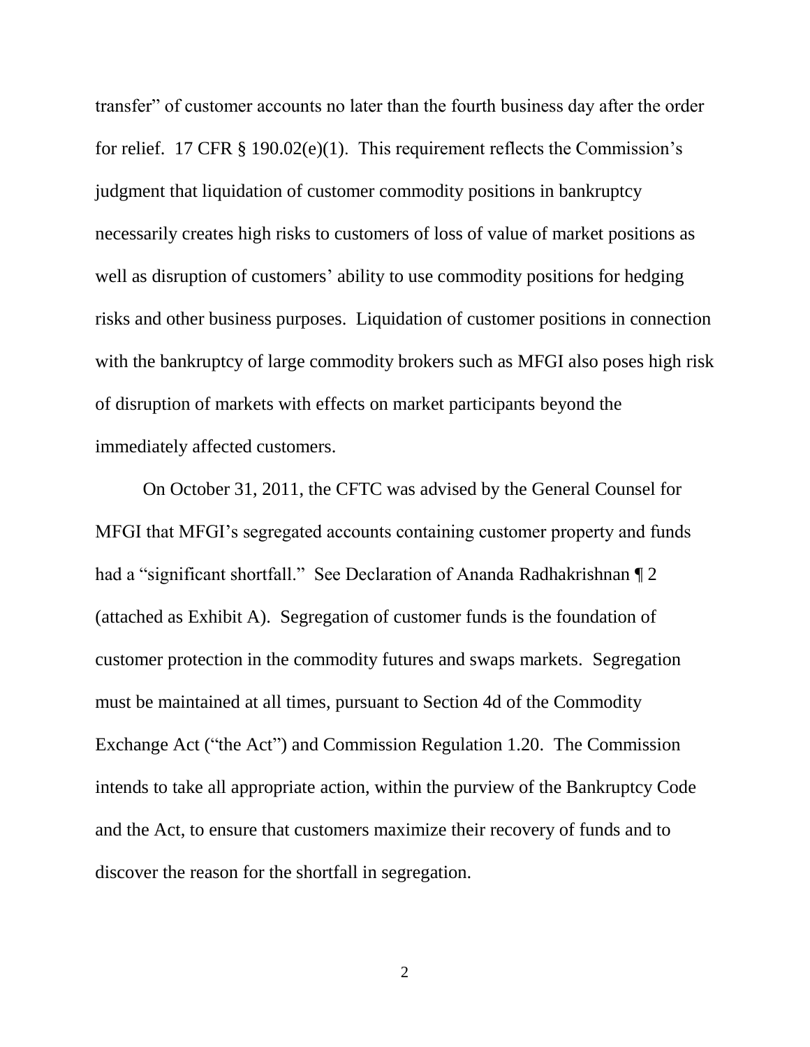transfer" of customer accounts no later than the fourth business day after the order for relief. 17 CFR § 190.02(e)(1). This requirement reflects the Commission's judgment that liquidation of customer commodity positions in bankruptcy necessarily creates high risks to customers of loss of value of market positions as well as disruption of customers' ability to use commodity positions for hedging risks and other business purposes. Liquidation of customer positions in connection with the bankruptcy of large commodity brokers such as MFGI also poses high risk of disruption of markets with effects on market participants beyond the immediately affected customers.

On October 31, 2011, the CFTC was advised by the General Counsel for MFGI that MFGI's segregated accounts containing customer property and funds had a "significant shortfall." See Declaration of Ananda Radhakrishnan ¶ 2 (attached as Exhibit A). Segregation of customer funds is the foundation of customer protection in the commodity futures and swaps markets. Segregation must be maintained at all times, pursuant to Section 4d of the Commodity Exchange Act ("the Act") and Commission Regulation 1.20. The Commission intends to take all appropriate action, within the purview of the Bankruptcy Code and the Act, to ensure that customers maximize their recovery of funds and to discover the reason for the shortfall in segregation.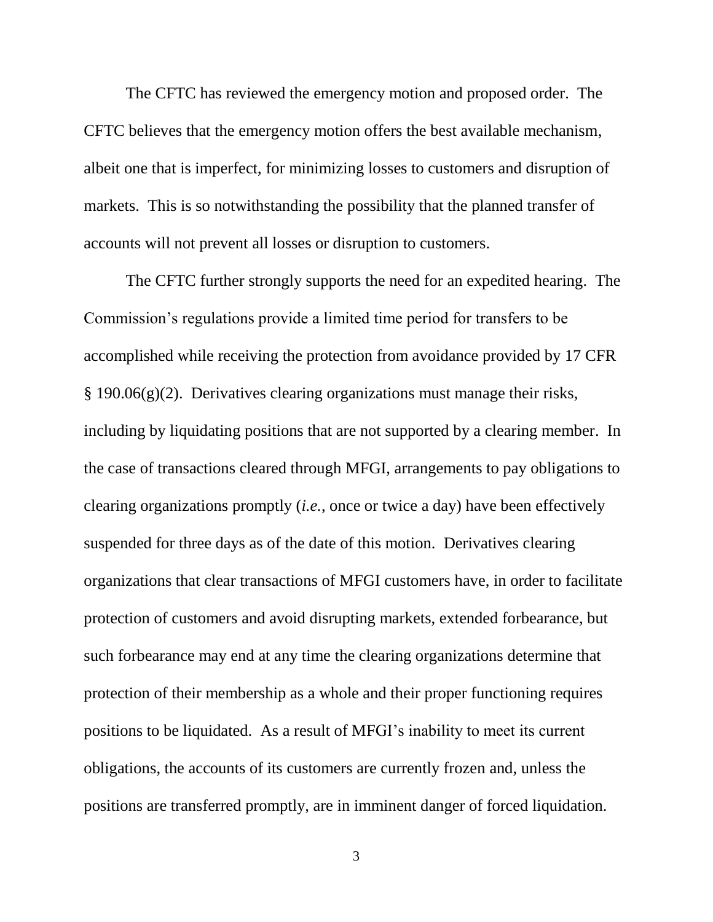The CFTC has reviewed the emergency motion and proposed order. The CFTC believes that the emergency motion offers the best available mechanism, albeit one that is imperfect, for minimizing losses to customers and disruption of markets. This is so notwithstanding the possibility that the planned transfer of accounts will not prevent all losses or disruption to customers.

The CFTC further strongly supports the need for an expedited hearing. The Commission's regulations provide a limited time period for transfers to be accomplished while receiving the protection from avoidance provided by 17 CFR § 190.06(g)(2). Derivatives clearing organizations must manage their risks, including by liquidating positions that are not supported by a clearing member. In the case of transactions cleared through MFGI, arrangements to pay obligations to clearing organizations promptly (*i.e.*, once or twice a day) have been effectively suspended for three days as of the date of this motion. Derivatives clearing organizations that clear transactions of MFGI customers have, in order to facilitate protection of customers and avoid disrupting markets, extended forbearance, but such forbearance may end at any time the clearing organizations determine that protection of their membership as a whole and their proper functioning requires positions to be liquidated. As a result of MFGI's inability to meet its current obligations, the accounts of its customers are currently frozen and, unless the positions are transferred promptly, are in imminent danger of forced liquidation.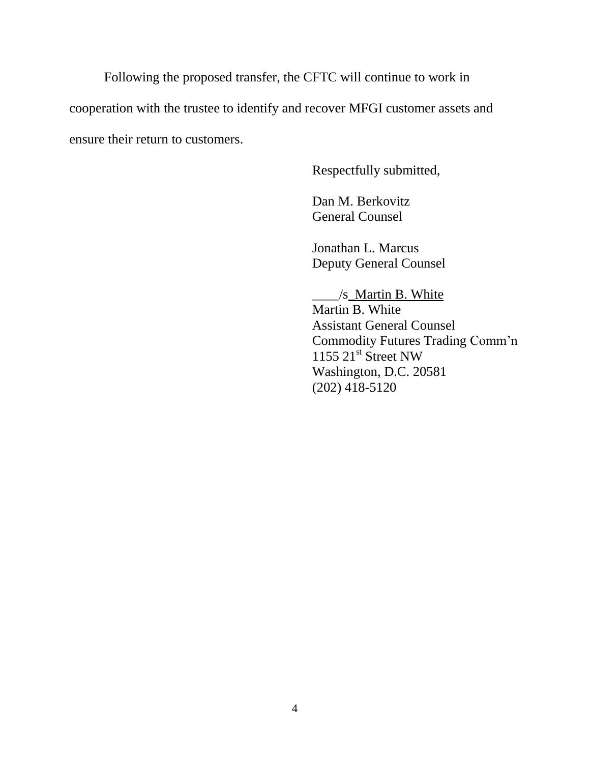Following the proposed transfer, the CFTC will continue to work in cooperation with the trustee to identify and recover MFGI customer assets and ensure their return to customers.

Respectfully submitted,

Dan M. Berkovitz
General Counsel

Jonathan L. Marcus
Deputy General Counsel

____/s_Martin B. White
Martin B. White
Assistant General Counsel
Commodity Futures Trading Comm'n
1155 21st Street NW
Washington, D.C. 20581
(202) 418-5120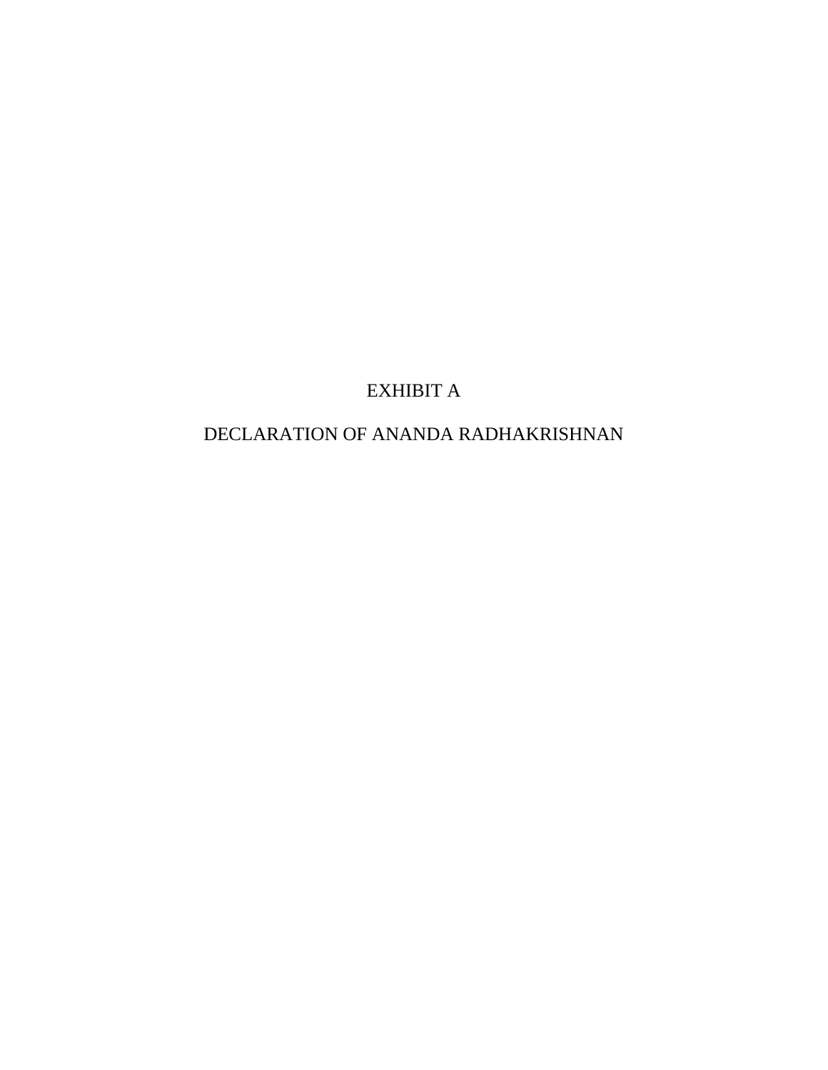EXHIBIT A

DECLARATION OF ANANDA RADHAKRISHNAN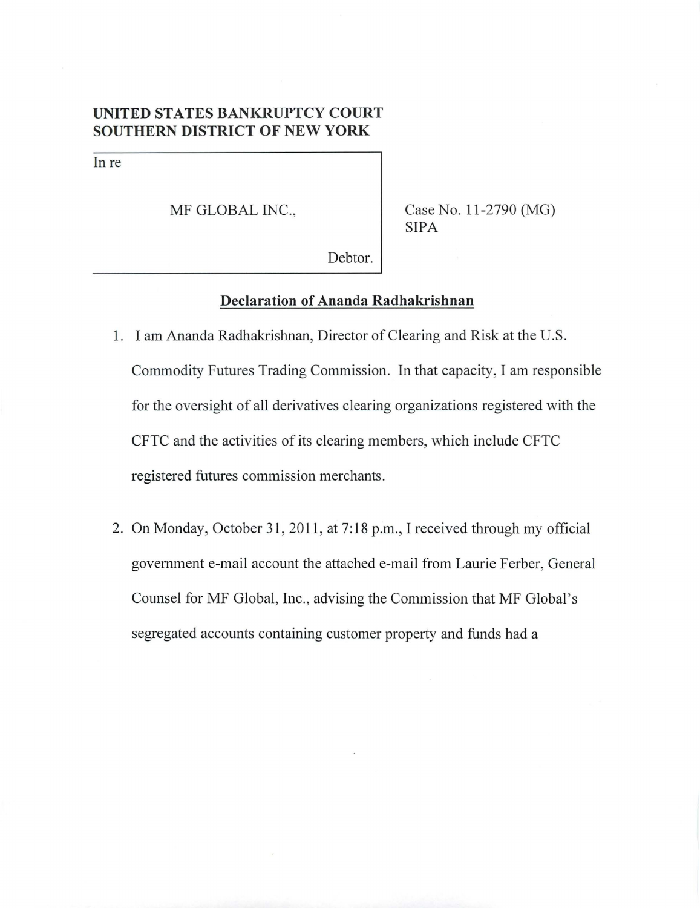**UNITED STATES BANKRUPTCY COURT**
**SOUTHERN DISTRICT OF NEW YORK**

| | |
|---|---|
| In re<br><br>MF GLOBAL INC.,<br><br>Debtor. | Case No. 11-2790 (MG)<br>SIPA |

## Declaration of Ananda Radhakrishnan

1. I am Ananda Radhakrishnan, Director of Clearing and Risk at the U.S. Commodity Futures Trading Commission. In that capacity, I am responsible for the oversight of all derivatives clearing organizations registered with the CFTC and the activities of its clearing members, which include CFTC registered futures commission merchants.

2. On Monday, October 31, 2011, at 7:18 p.m., I received through my official government e-mail account the attached e-mail from Laurie Ferber, General Counsel for MF Global, Inc., advising the Commission that MF Global's segregated accounts containing customer property and funds had a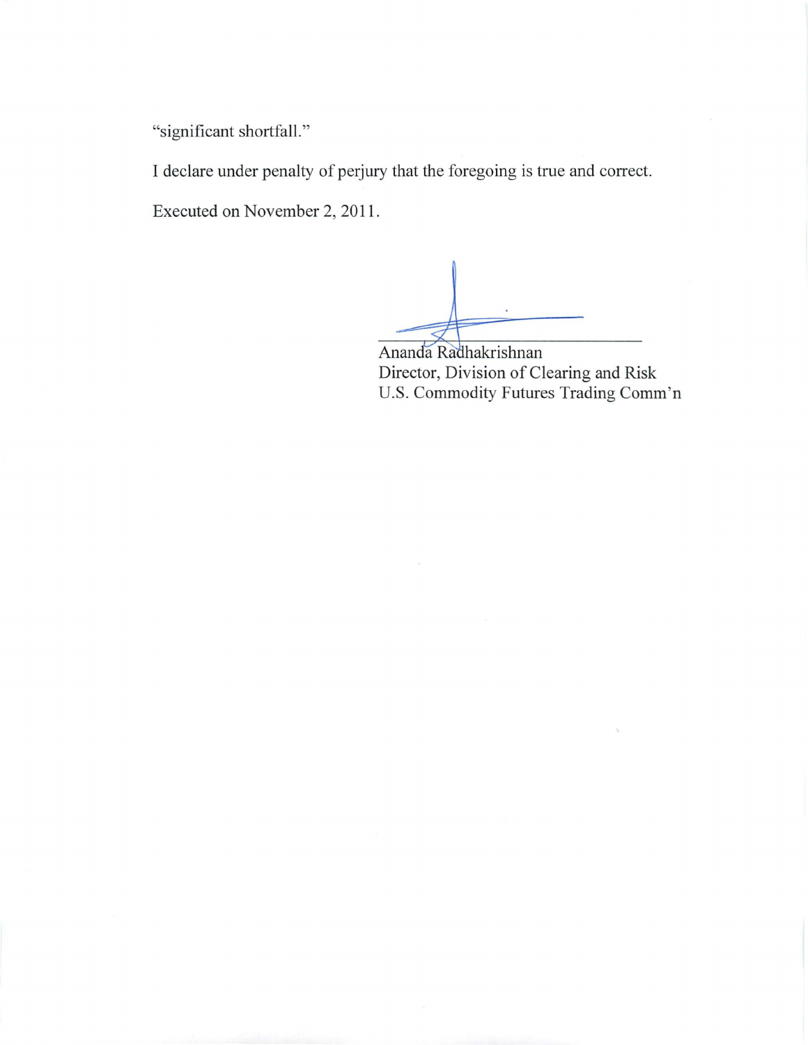"significant shortfall."

I declare under penalty of perjury that the foregoing is true and correct.

Executed on November 2, 2011.

Ananda Radhakrishnan
Director, Division of Clearing and Risk
U.S. Commodity Futures Trading Comm'n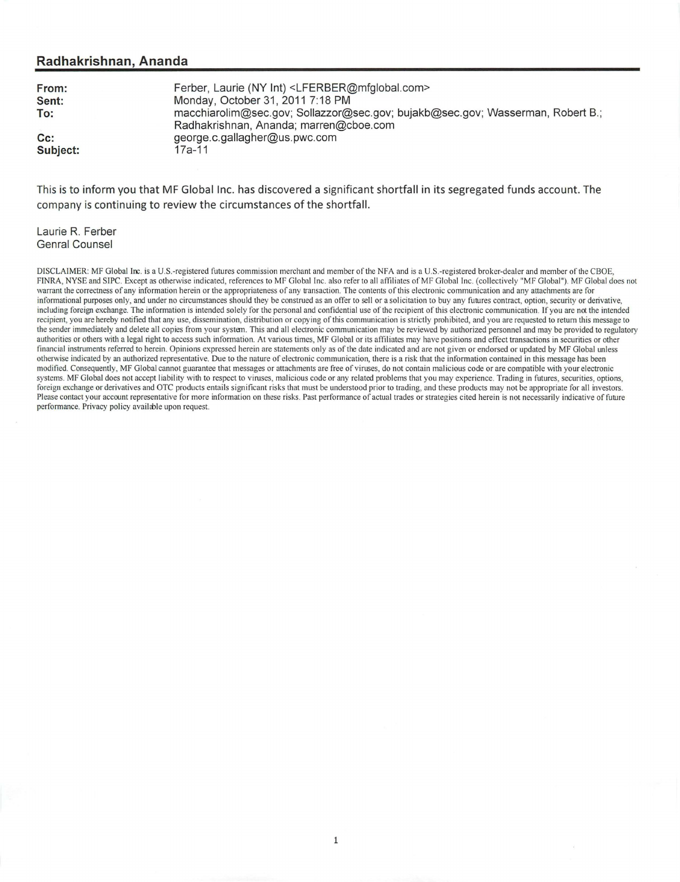## Radhakrishnan, Ananda

**From:** Ferber, Laurie (NY Int) <LFERBER@mfglobal.com>
**Sent:** Monday, October 31, 2011 7:18 PM
**To:** macchiarolim@sec.gov; Sollazzor@sec.gov; bujakb@sec.gov; Wasserman, Robert B.; Radhakrishnan, Ananda; marren@cboe.com
**Cc:** george.c.gallagher@us.pwc.com
**Subject:** 17a-11

This is to inform you that MF Global Inc. has discovered a significant shortfall in its segregated funds account. The company is continuing to review the circumstances of the shortfall.

Laurie R. Ferber
Genral Counsel

DISCLAIMER: MF Global Inc. is a U.S.-registered futures commission merchant and member of the NFA and is a U.S.-registered broker-dealer and member of the CBOE, FINRA, NYSE and SIPC. Except as otherwise indicated, references to MF Global Inc. also refer to all affiliates of MF Global Inc. (collectively "MF Global"). MF Global does not warrant the correctness of any information herein or the appropriateness of any transaction. The contents of this electronic communication and any attachments are for informational purposes only, and under no circumstances should they be construed as an offer to sell or a solicitation to buy any futures contract, option, security or derivative, including foreign exchange. The information is intended solely for the personal and confidential use of the recipient of this electronic communication. If you are not the intended recipient, you are hereby notified that any use, dissemination, distribution or copying of this communication is strictly prohibited, and you are requested to return this message to the sender immediately and delete all copies from your system. This and all electronic communication may be reviewed by authorized personnel and may be provided to regulatory authorities or others with a legal right to access such information. At various times, MF Global or its affiliates may have positions and effect transactions in securities or other financial instruments referred to herein. Opinions expressed herein are statements only as of the date indicated and are not given or endorsed or updated by MF Global unless otherwise indicated by an authorized representative. Due to the nature of electronic communication, there is a risk that the information contained in this message has been modified. Consequently, MF Global cannot guarantee that messages or attachments are free of viruses, do not contain malicious code or are compatible with your electronic systems. MF Global does not accept liability with respect to viruses, malicious code or any related problems that you may experience. Trading in futures, securities, options, foreign exchange or derivatives and OTC products entails significant risks that must be understood prior to trading, and these products may not be appropriate for all investors. Please contact your account representative for more information on these risks. Past performance of actual trades or strategies cited herein is not necessarily indicative of future performance. Privacy policy available upon request.